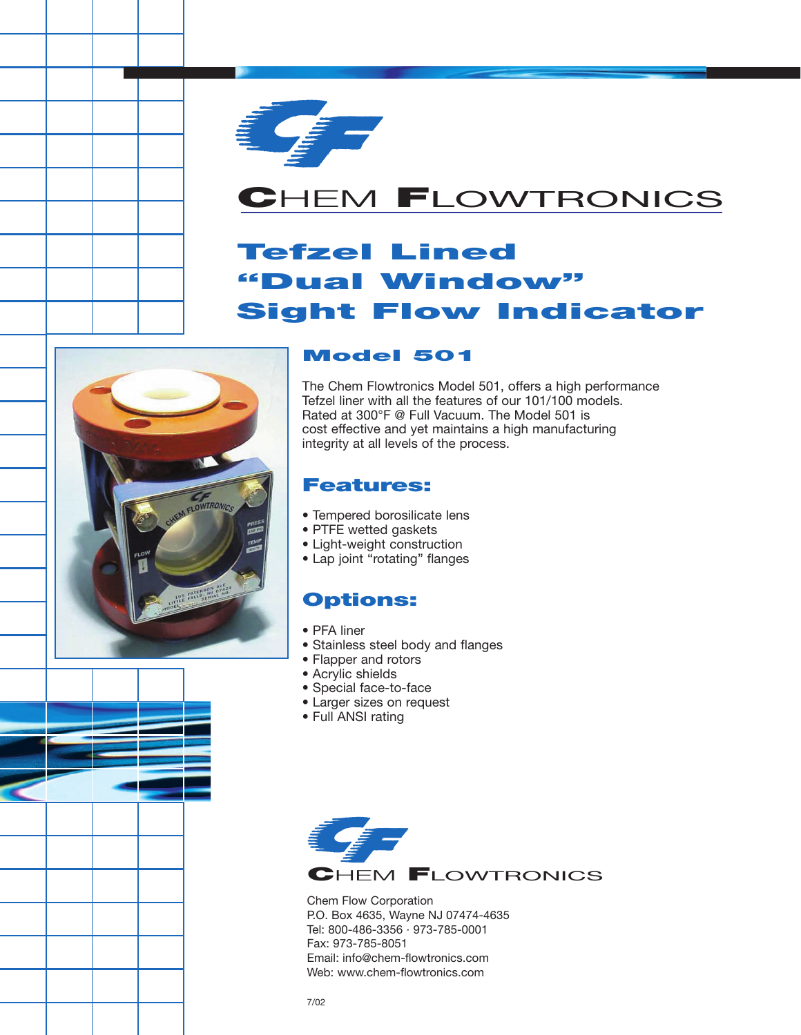# CHEM FLOWTRONICS

# Tefzel Lined "Dual Window" Sight Flow Indicator

## Model 501

The Chem Flowtronics Model 501, offers a high performance Tefzel liner with all the features of our 101/100 models. Rated at 300°F @ Full Vacuum. The Model 501 is cost effective and yet maintains a high manufacturing integrity at all levels of the process.

## Features:

- Tempered borosilicate lens
- PTFE wetted gaskets
- Light-weight construction
- Lap joint "rotating" flanges

## Options:

- PFA liner
- Stainless steel body and flanges
- Flapper and rotors
- Acrylic shields
- Special face-to-face
- Larger sizes on request
- Full ANSI rating

CHEM FLOWTRONICS

Chem Flow Corporation
P.O. Box 4635, Wayne NJ 07474-4635
Tel: 800-486-3356 · 973-785-0001
Fax: 973-785-8051
Email: info@chem-flowtronics.com
Web: www.chem-flowtronics.com

7/02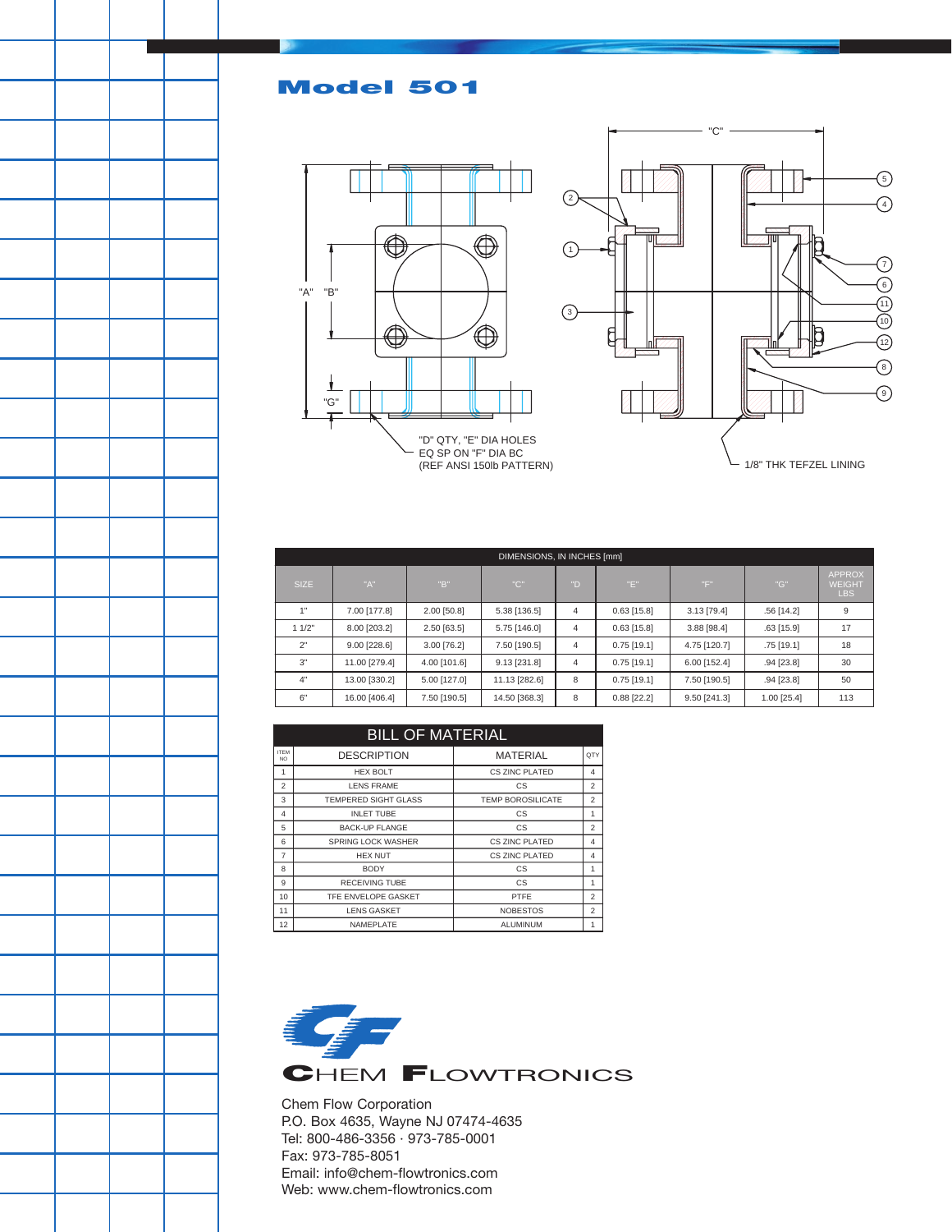# Model 501

"C"

"A" "B"

"G"

"D" QTY, "E" DIA HOLES
EQ SP ON "F" DIA BC
(REF ANSI 150lb PATTERN)

1/8" THK TEFZEL LINING

1 2 3 4 5 6 7 8 9 10 11 12

| DIMENSIONS, IN INCHES [mm] | | | | | | | | |
|---|---|---|---|---|---|---|---|---|
| SIZE | "A" | "B" | "C" | "D | "E" | "F" | "G" | APPROX WEIGHT LBS |
| 1" | 7.00 [177.8] | 2.00 [50.8] | 5.38 [136.5] | 4 | 0.63 [15.8] | 3.13 [79.4] | .56 [14.2] | 9 |
| 1 1/2" | 8.00 [203.2] | 2.50 [63.5] | 5.75 [146.0] | 4 | 0.63 [15.8] | 3.88 [98.4] | .63 [15.9] | 17 |
| 2" | 9.00 [228.6] | 3.00 [76.2] | 7.50 [190.5] | 4 | 0.75 [19.1] | 4.75 [120.7] | .75 [19.1] | 18 |
| 3" | 11.00 [279.4] | 4.00 [101.6] | 9.13 [231.8] | 4 | 0.75 [19.1] | 6.00 [152.4] | .94 [23.8] | 30 |
| 4" | 13.00 [330.2] | 5.00 [127.0] | 11.13 [282.6] | 8 | 0.75 [19.1] | 7.50 [190.5] | .94 [23.8] | 50 |
| 6" | 16.00 [406.4] | 7.50 [190.5] | 14.50 [368.3] | 8 | 0.88 [22.2] | 9.50 [241.3] | 1.00 [25.4] | 113 |

| BILL OF MATERIAL | | | |
|---|---|---|---|
| ITEM NO | DESCRIPTION | MATERIAL | QTY |
| 1 | HEX BOLT | CS ZINC PLATED | 4 |
| 2 | LENS FRAME | CS | 2 |
| 3 | TEMPERED SIGHT GLASS | TEMP BOROSILICATE | 2 |
| 4 | INLET TUBE | CS | 1 |
| 5 | BACK-UP FLANGE | CS | 2 |
| 6 | SPRING LOCK WASHER | CS ZINC PLATED | 4 |
| 7 | HEX NUT | CS ZINC PLATED | 4 |
| 8 | BODY | CS | 1 |
| 9 | RECEIVING TUBE | CS | 1 |
| 10 | TFE ENVELOPE GASKET | PTFE | 2 |
| 11 | LENS GASKET | NOBESTOS | 2 |
| 12 | NAMEPLATE | ALUMINUM | 1 |

CHEM FLOWTRONICS

Chem Flow Corporation
P.O. Box 4635, Wayne NJ 07474-4635
Tel: 800-486-3356 · 973-785-0001
Fax: 973-785-8051
Email: info@chem-flowtronics.com
Web: www.chem-flowtronics.com